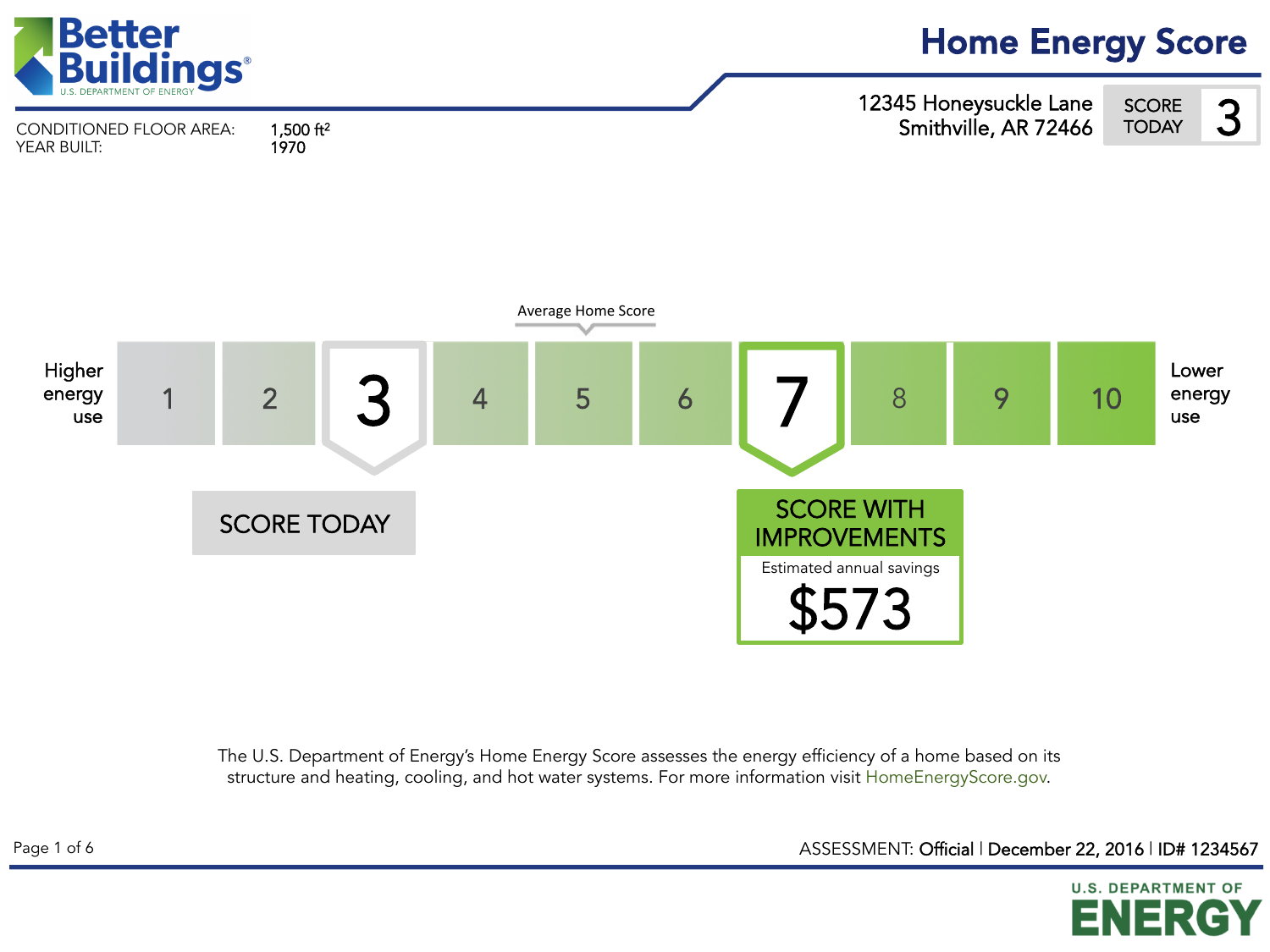Better Buildings® U.S. DEPARTMENT OF ENERGY

# Home Energy Score

CONDITIONED FLOOR AREA: 1,500 ft²
YEAR BUILT: 1970

12345 Honeysuckle Lane
Smithville, AR 72466

SCORE TODAY **3**

Average Home Score

| Higher energy use | 1 | 2 | 3 | 4 | 5 | 6 | 7 | 8 | 9 | 10 | Lower energy use |
|---|---|---|---|---|---|---|---|---|---|---|---|

SCORE TODAY: 3

SCORE WITH IMPROVEMENTS: 7

Estimated annual savings

**$573**

The U.S. Department of Energy's Home Energy Score assesses the energy efficiency of a home based on its structure and heating, cooling, and hot water systems. For more information visit HomeEnergyScore.gov.

ASSESSMENT: Official | December 22, 2016 | ID# 1234567

U.S. DEPARTMENT OF ENERGY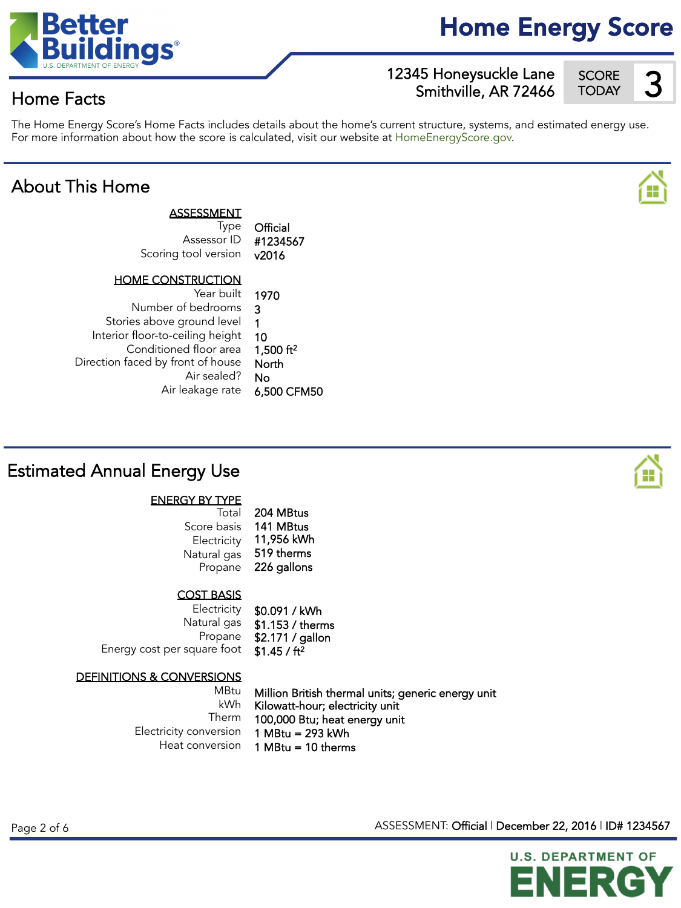# Home Energy Score

12345 Honeysuckle Lane
Smithville, AR 72466

SCORE TODAY **3**

## Home Facts

The Home Energy Score's Home Facts includes details about the home's current structure, systems, and estimated energy use. For more information about how the score is calculated, visit our website at HomeEnergyScore.gov.

## About This Home

**ASSESSMENT**

| | |
|---|---|
| Type | Official |
| Assessor ID | #1234567 |
| Scoring tool version | v2016 |

**HOME CONSTRUCTION**

| | |
|---|---|
| Year built | 1970 |
| Number of bedrooms | 3 |
| Stories above ground level | 1 |
| Interior floor-to-ceiling height | 10 |
| Conditioned floor area | 1,500 $ft^2$ |
| Direction faced by front of house | North |
| Air sealed? | No |
| Air leakage rate | 6,500 CFM50 |

## Estimated Annual Energy Use

**ENERGY BY TYPE**

| | |
|---|---|
| Total | 204 MBtus |
| Score basis | 141 MBtus |
| Electricity | 11,956 kWh |
| Natural gas | 519 therms |
| Propane | 226 gallons |

**COST BASIS**

| | |
|---|---|
| Electricity | $0.091 / kWh |
| Natural gas | $1.153 / therms |
| Propane | $2.171 / gallon |
| Energy cost per square foot | $1.45 / $ft^2$ |

**DEFINITIONS & CONVERSIONS**

| | |
|---|---|
| MBtu | Million British thermal units; generic energy unit |
| kWh | Kilowatt-hour; electricity unit |
| Therm | 100,000 Btu; heat energy unit |
| Electricity conversion | 1 MBtu = 293 kWh |
| Heat conversion | 1 MBtu = 10 therms |

ASSESSMENT: Official | December 22, 2016 | ID# 1234567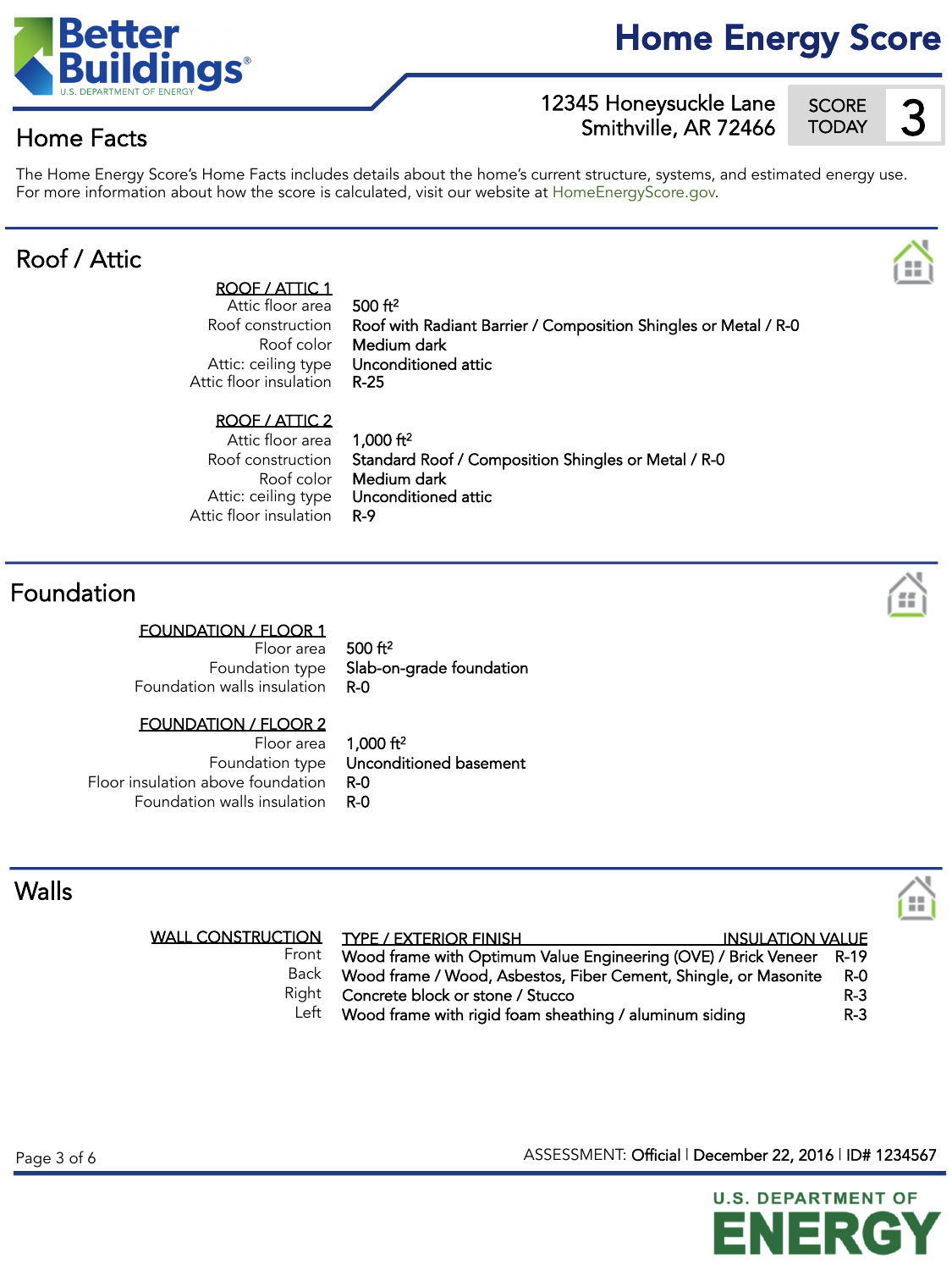# Home Energy Score

12345 Honeysuckle Lane
Smithville, AR 72466

SCORE TODAY **3**

## Home Facts

The Home Energy Score's Home Facts includes details about the home's current structure, systems, and estimated energy use. For more information about how the score is calculated, visit our website at HomeEnergyScore.gov.

## Roof / Attic

**ROOF / ATTIC 1**

| | |
|---|---|
| Attic floor area | 500 ft² |
| Roof construction | Roof with Radiant Barrier / Composition Shingles or Metal / R-0 |
| Roof color | Medium dark |
| Attic: ceiling type | Unconditioned attic |
| Attic floor insulation | R-25 |

**ROOF / ATTIC 2**

| | |
|---|---|
| Attic floor area | 1,000 ft² |
| Roof construction | Standard Roof / Composition Shingles or Metal / R-0 |
| Roof color | Medium dark |
| Attic: ceiling type | Unconditioned attic |
| Attic floor insulation | R-9 |

## Foundation

**FOUNDATION / FLOOR 1**

| | |
|---|---|
| Floor area | 500 ft² |
| Foundation type | Slab-on-grade foundation |
| Foundation walls insulation | R-0 |

**FOUNDATION / FLOOR 2**

| | |
|---|---|
| Floor area | 1,000 ft² |
| Foundation type | Unconditioned basement |
| Floor insulation above foundation | R-0 |
| Foundation walls insulation | R-0 |

## Walls

| WALL CONSTRUCTION | TYPE / EXTERIOR FINISH | INSULATION VALUE |
|---|---|---|
| Front | Wood frame with Optimum Value Engineering (OVE) / Brick Veneer | R-19 |
| Back | Wood frame / Wood, Fiber Cement, Asbestos, Shingle, or Masonite | R-0 |
| Right | Concrete block or stone / Stucco | R-3 |
| Left | Wood frame with rigid foam sheathing / aluminum siding | R-3 |

ASSESSMENT: Official | December 22, 2016 | ID# 1234567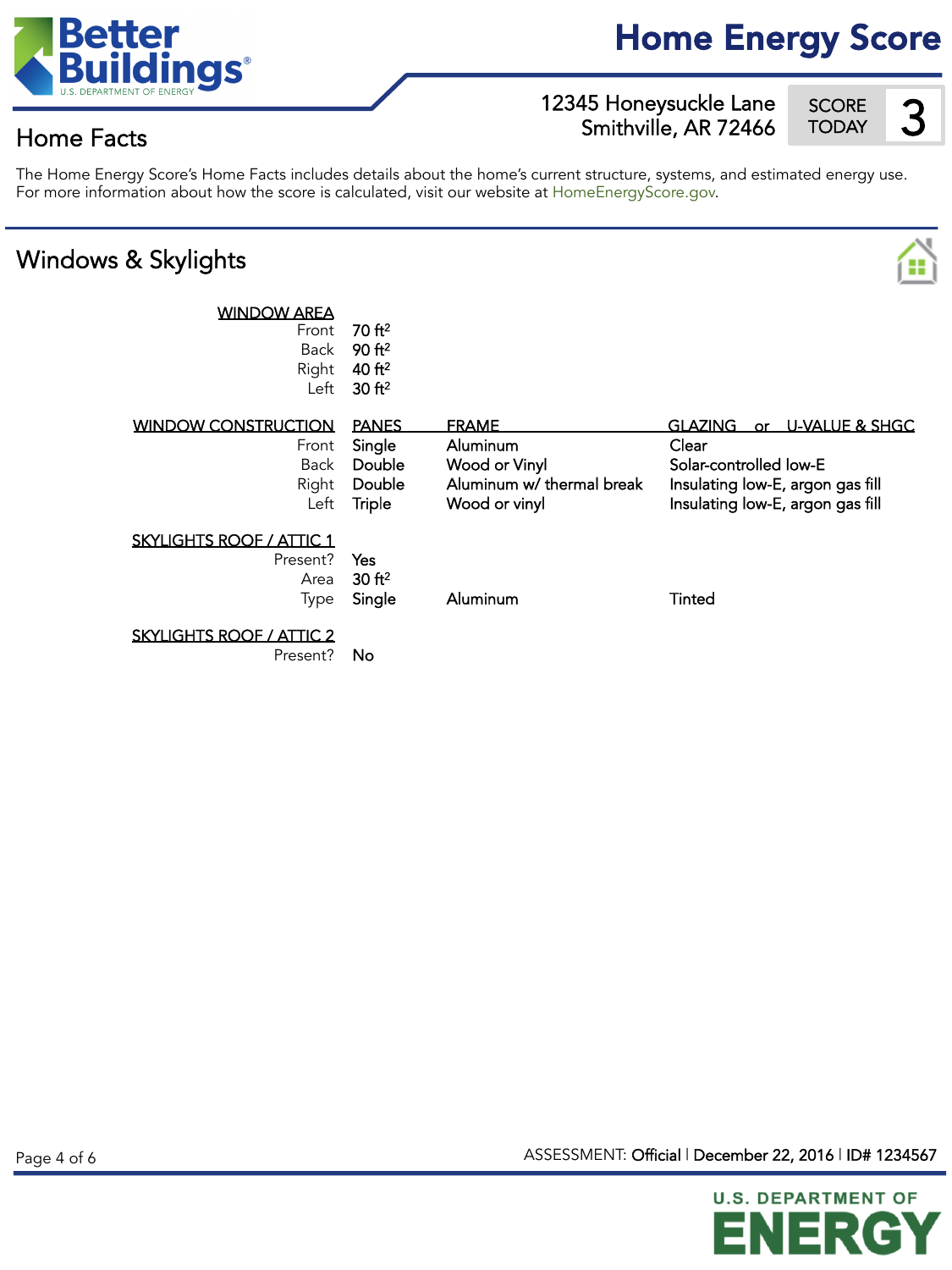# Home Energy Score

12345 Honeysuckle Lane
Smithville, AR 72466

SCORE TODAY **3**

## Home Facts

The Home Energy Score's Home Facts includes details about the home's current structure, systems, and estimated energy use. For more information about how the score is calculated, visit our website at HomeEnergyScore.gov.

## Windows & Skylights

| WINDOW AREA | |
|---|---|
| Front | 70 ft² |
| Back | 90 ft² |
| Right | 40 ft² |
| Left | 30 ft² |

| WINDOW CONSTRUCTION | PANES | FRAME | GLAZING or U-VALUE & SHGC |
|---|---|---|---|
| Front | Single | Aluminum | Clear |
| Back | Double | Wood or Vinyl | Solar-controlled low-E |
| Right | Double | Aluminum w/ thermal break | Insulating low-E, argon gas fill |
| Left | Triple | Wood or vinyl | Insulating low-E, argon gas fill |

| SKYLIGHTS ROOF / ATTIC 1 | | | |
|---|---|---|---|
| Present? | Yes | | |
| Area | 30 ft² | | |
| Type | Single | Aluminum | Tinted |

| SKYLIGHTS ROOF / ATTIC 2 | |
|---|---|
| Present? | No |

ASSESSMENT: Official | December 22, 2016 | ID# 1234567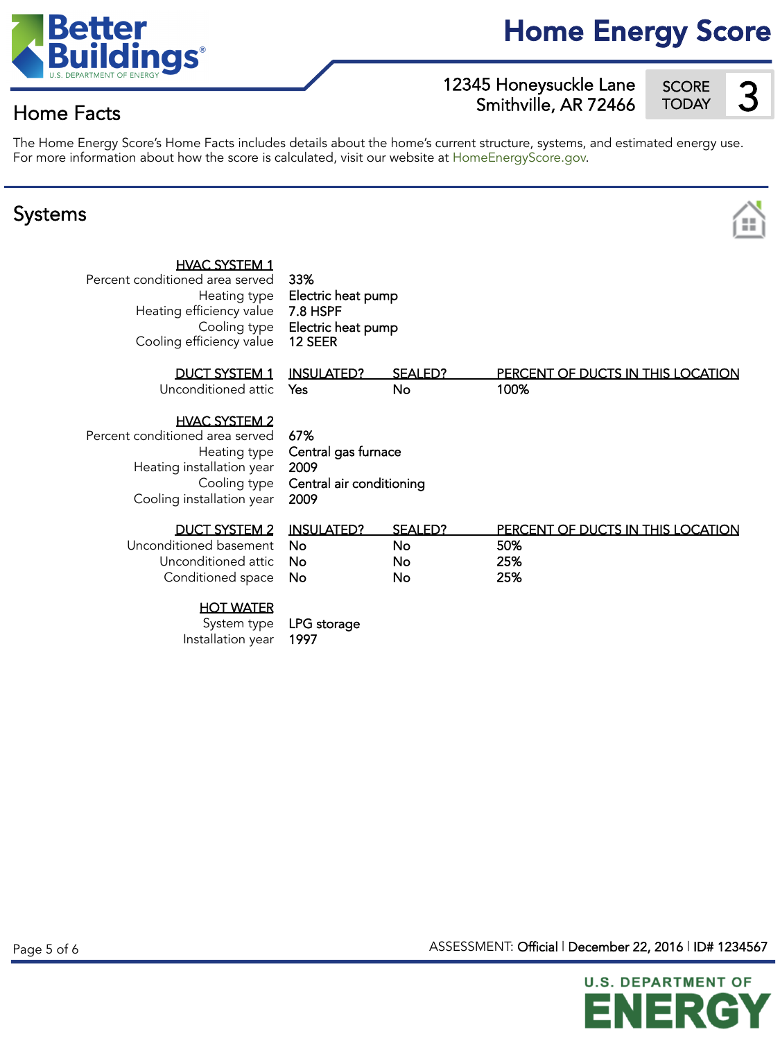# Home Energy Score

12345 Honeysuckle Lane
Smithville, AR 72466

SCORE TODAY **3**

## Home Facts

The Home Energy Score's Home Facts includes details about the home's current structure, systems, and estimated energy use. For more information about how the score is calculated, visit our website at HomeEnergyScore.gov.

## Systems

**HVAC SYSTEM 1**

| | |
|---|---|
| Percent conditioned area served | 33% |
| Heating type | Electric heat pump |
| Heating efficiency value | 7.8 HSPF |
| Cooling type | Electric heat pump |
| Cooling efficiency value | 12 SEER |

| DUCT SYSTEM 1 | INSULATED? | SEALED? | PERCENT OF DUCTS IN THIS LOCATION |
|---|---|---|---|
| Unconditioned attic | Yes | No | 100% |

**HVAC SYSTEM 2**

| | |
|---|---|
| Percent conditioned area served | 67% |
| Heating type | Central gas furnace |
| Heating installation year | 2009 |
| Cooling type | Central air conditioning |
| Cooling installation year | 2009 |

| DUCT SYSTEM 2 | INSULATED? | SEALED? | PERCENT OF DUCTS IN THIS LOCATION |
|---|---|---|---|
| Unconditioned basement | No | No | 50% |
| Unconditioned attic | No | No | 25% |
| Conditioned space | No | No | 25% |

**HOT WATER**

| | |
|---|---|
| System type | LPG storage |
| Installation year | 1997 |

ASSESSMENT: Official | December 22, 2016 | ID# 1234567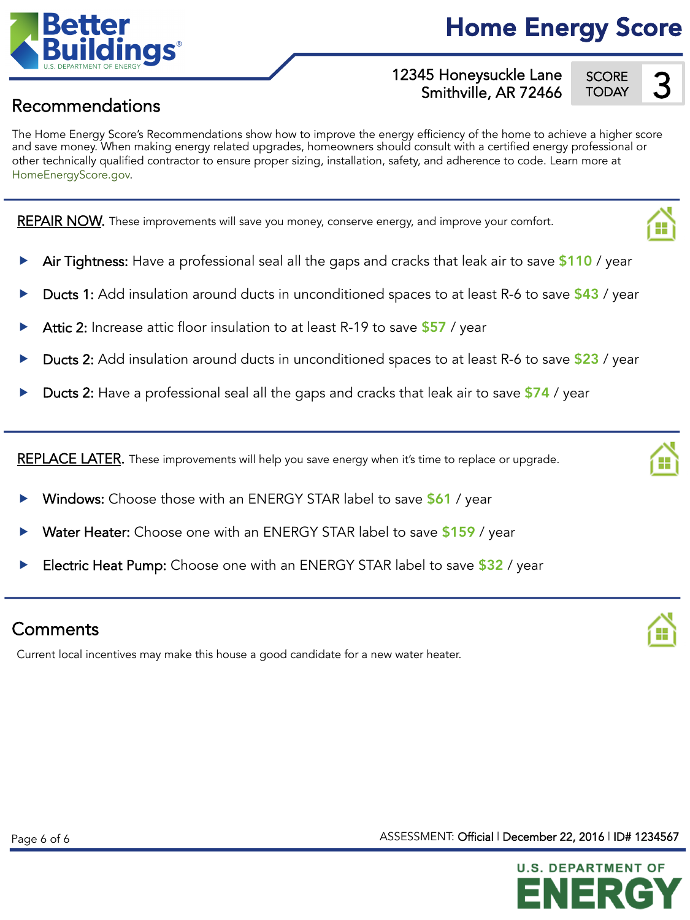# Home Energy Score

12345 Honeysuckle Lane
Smithville, AR 72466

SCORE TODAY **3**

## Recommendations

The Home Energy Score's Recommendations show how to improve the energy efficiency of the home to achieve a higher score and save money. When making energy related upgrades, homeowners should consult with a certified energy professional or other technically qualified contractor to ensure proper sizing, installation, safety, and adherence to code. Learn more at HomeEnergyScore.gov.

### REPAIR NOW.

These improvements will save you money, conserve energy, and improve your comfort.

- **Air Tightness:** Have a professional seal all the gaps and cracks that leak air to save **$110** / year
- **Ducts 1:** Add insulation around ducts in unconditioned spaces to at least R-6 to save **$43** / year
- **Attic 2:** Increase attic floor insulation to at least R-19 to save **$57** / year
- **Ducts 2:** Add insulation around ducts in unconditioned spaces to at least R-6 to save **$23** / year
- **Ducts 2:** Have a professional seal all the gaps and cracks that leak air to save **$74** / year

### REPLACE LATER.

These improvements will help you save energy when it's time to replace or upgrade.

- **Windows:** Choose those with an ENERGY STAR label to save **$61** / year
- **Water Heater:** Choose one with an ENERGY STAR label to save **$159** / year
- **Electric Heat Pump:** Choose one with an ENERGY STAR label to save **$32** / year

## Comments

Current local incentives may make this house a good candidate for a new water heater.

ASSESSMENT: Official | December 22, 2016 | ID# 1234567